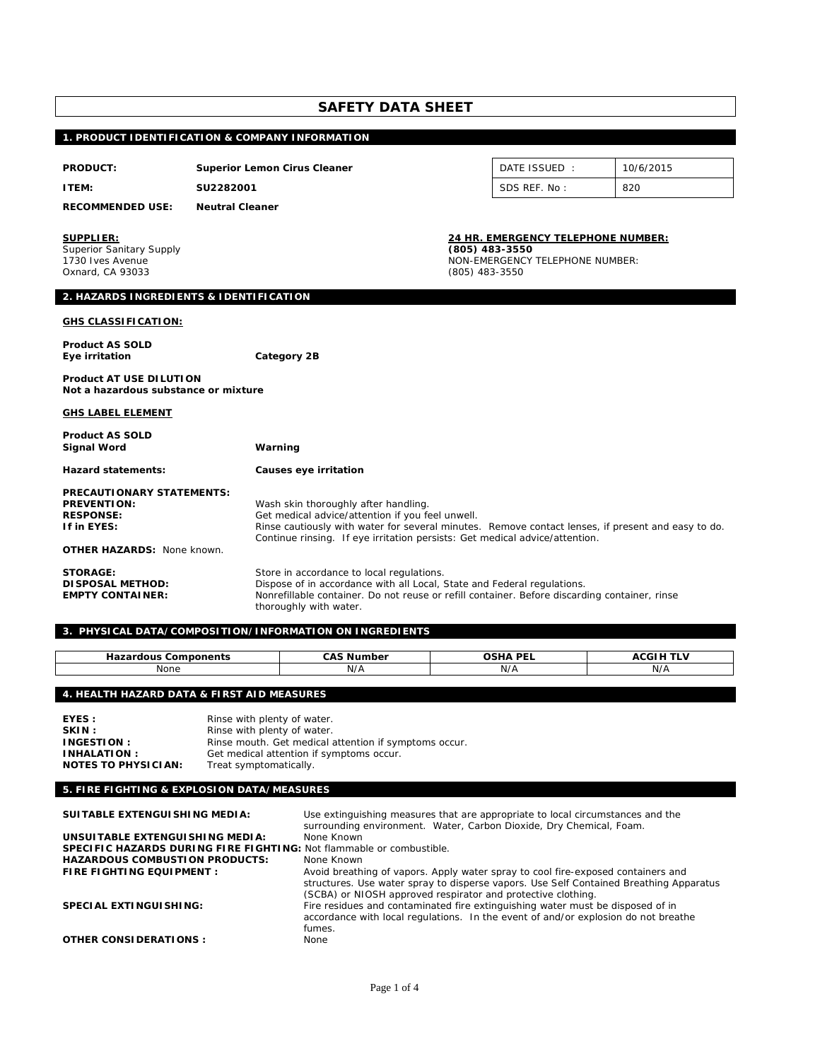# SAFETY DATA SHEET

## 1. PRODUCT IDENTIFICATION & COMPANY INFORMATION

**PRODUCT:** **Superior Lemon Cirus Cleaner**

**ITEM:** **SU2282001**

**RECOMMENDED USE:** **Neutral Cleaner**

| DATE ISSUED : | 10/6/2015 |
|---|---|
| SDS REF. No : | 820 |

**SUPPLIER:**
Superior Sanitary Supply
1730 Ives Avenue
Oxnard, CA 93033

**24 HR. EMERGENCY TELEPHONE NUMBER:**
**(805) 483-3550**
NON-EMERGENCY TELEPHONE NUMBER:
(805) 483-3550

## 2. HAZARDS INGREDIENTS & IDENTIFICATION

**GHS CLASSIFICATION:**

**Product AS SOLD**
**Eye irritation** **Category 2B**

**Product AT USE DILUTION**
**Not a hazardous substance or mixture**

**GHS LABEL ELEMENT**

**Product AS SOLD**
**Signal Word** **Warning**

**Hazard statements:** **Causes eye irritation**

**PRECAUTIONARY STATEMENTS:**
**PREVENTION:** Wash skin thoroughly after handling.
**RESPONSE:** Get medical advice/attention if you feel unwell.
**If in EYES:** Rinse cautiously with water for several minutes. Remove contact lenses, if present and easy to do. Continue rinsing. If eye irritation persists: Get medical advice/attention.

**OTHER HAZARDS:** None known.

**STORAGE:** Store in accordance to local regulations.
**DISPOSAL METHOD:** Dispose of in accordance with all Local, State and Federal regulations.
**EMPTY CONTAINER:** Nonrefillable container. Do not reuse or refill container. Before discarding container, rinse thoroughly with water.

## 3. PHYSICAL DATA/COMPOSITION/INFORMATION ON INGREDIENTS

| Hazardous Components | CAS Number | OSHA PEL | ACGIH TLV |
|---|---|---|---|
| None | N/A | N/A | N/A |

## 4. HEALTH HAZARD DATA & FIRST AID MEASURES

**EYES :** Rinse with plenty of water.
**SKIN :** Rinse with plenty of water.
**INGESTION :** Rinse mouth. Get medical attention if symptoms occur.
**INHALATION :** Get medical attention if symptoms occur.
**NOTES TO PHYSICIAN:** Treat symptomatically.

## 5. FIRE FIGHTING & EXPLOSION DATA/MEASURES

**SUITABLE EXTENGUISHING MEDIA:** Use extinguishing measures that are appropriate to local circumstances and the surrounding environment. Water, Carbon Dioxide, Dry Chemical, Foam.
**UNSUITABLE EXTENGUISHING MEDIA:** None Known
**SPECIFIC HAZARDS DURING FIRE FIGHTING:** Not flammable or combustible.
**HAZARDOUS COMBUSTION PRODUCTS:** None Known
**FIRE FIGHTING EQUIPMENT :** Avoid breathing of vapors. Apply water spray to cool fire-exposed containers and structures. Use water spray to disperse vapors. Use Self Contained Breathing Apparatus (SCBA) or NIOSH approved respirator and protective clothing.
**SPECIAL EXTINGUISHING:** Fire residues and contaminated fire extinguishing water must be disposed of in accordance with local regulations. In the event of and/or explosion do not breathe fumes.
**OTHER CONSIDERATIONS :** None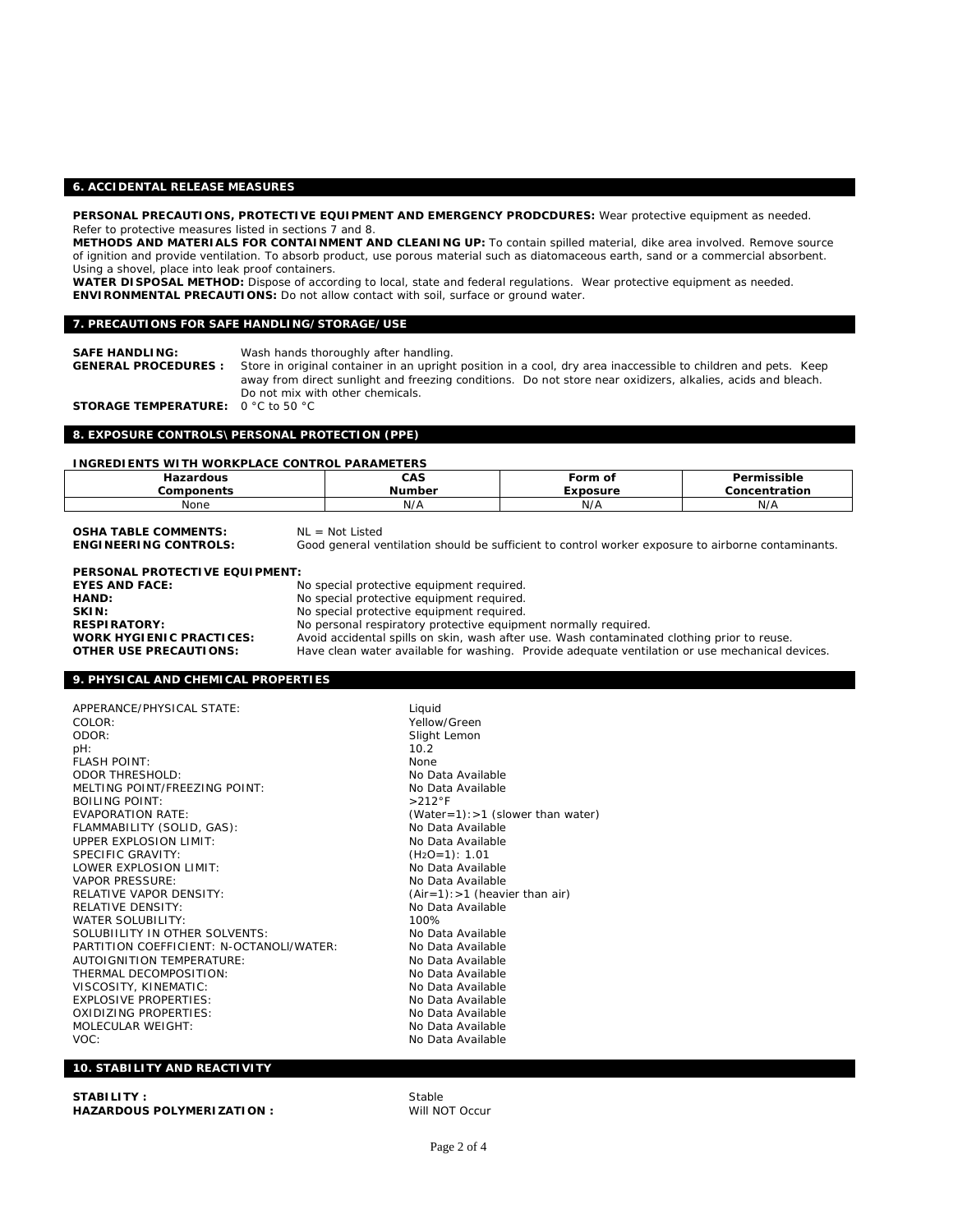## 6. ACCIDENTAL RELEASE MEASURES

**PERSONAL PRECAUTIONS, PROTECTIVE EQUIPMENT AND EMERGENCY PRODCDURES:** Wear protective equipment as needed. Refer to protective measures listed in sections 7 and 8.
**METHODS AND MATERIALS FOR CONTAINMENT AND CLEANING UP:** To contain spilled material, dike area involved. Remove source of ignition and provide ventilation. To absorb product, use porous material such as diatomaceous earth, sand or a commercial absorbent. Using a shovel, place into leak proof containers.
**WATER DISPOSAL METHOD:** Dispose of according to local, state and federal regulations. Wear protective equipment as needed.
**ENVIRONMENTAL PRECAUTIONS:** Do not allow contact with soil, surface or ground water.

## 7. PRECAUTIONS FOR SAFE HANDLING/STORAGE/USE

**SAFE HANDLING:** Wash hands thoroughly after handling.
**GENERAL PROCEDURES :** Store in original container in an upright position in a cool, dry area inaccessible to children and pets. Keep away from direct sunlight and freezing conditions. Do not store near oxidizers, alkalies, acids and bleach. Do not mix with other chemicals.
**STORAGE TEMPERATURE:** 0 °C to 50 °C

## 8. EXPOSURE CONTROLS\PERSONAL PROTECTION (PPE)

**INGREDIENTS WITH WORKPLACE CONTROL PARAMETERS**

| Hazardous Components | CAS Number | Form of Exposure | Permissible Concentration |
|---|---|---|---|
| None | N/A | N/A | N/A |

**OSHA TABLE COMMENTS:** NL = Not Listed
**ENGINEERING CONTROLS:** Good general ventilation should be sufficient to control worker exposure to airborne contaminants.

**PERSONAL PROTECTIVE EQUIPMENT:**
**EYES AND FACE:** No special protective equipment required.
**HAND:** No special protective equipment required.
**SKIN:** No special protective equipment required.
**RESPIRATORY:** No personal respiratory protective equipment normally required.
**WORK HYGIENIC PRACTICES:** Avoid accidental spills on skin, wash after use. Wash contaminated clothing prior to reuse.
**OTHER USE PRECAUTIONS:** Have clean water available for washing. Provide adequate ventilation or use mechanical devices.

## 9. PHYSICAL AND CHEMICAL PROPERTIES

APPERANCE/PHYSICAL STATE: Liquid
COLOR: Yellow/Green
ODOR: Slight Lemon
pH: 10.2
FLASH POINT: None
ODOR THRESHOLD: No Data Available
MELTING POINT/FREEZING POINT: No Data Available
BOILING POINT: >212°F
EVAPORATION RATE: (Water=1):>1 (slower than water)
FLAMMABILITY (SOLID, GAS): No Data Available
UPPER EXPLOSION LIMIT: No Data Available
SPECIFIC GRAVITY: ($H_2O$=1): 1.01
LOWER EXPLOSION LIMIT: No Data Available
VAPOR PRESSURE: No Data Available
RELATIVE VAPOR DENSITY: (Air=1):>1 (heavier than air)
RELATIVE DENSITY: No Data Available
WATER SOLUBILITY: 100%
SOLUBIILITY IN OTHER SOLVENTS: No Data Available
PARTITION COEFFICIENT: N-OCTANOLI/WATER: No Data Available
AUTOIGNITION TEMPERATURE: No Data Available
THERMAL DECOMPOSITION: No Data Available
VISCOSITY, KINEMATIC: No Data Available
EXPLOSIVE PROPERTIES: No Data Available
OXIDIZING PROPERTIES: No Data Available
MOLECULAR WEIGHT: No Data Available
VOC: No Data Available

## 10. STABILITY AND REACTIVITY

**STABILITY :** Stable
**HAZARDOUS POLYMERIZATION :** Will NOT Occur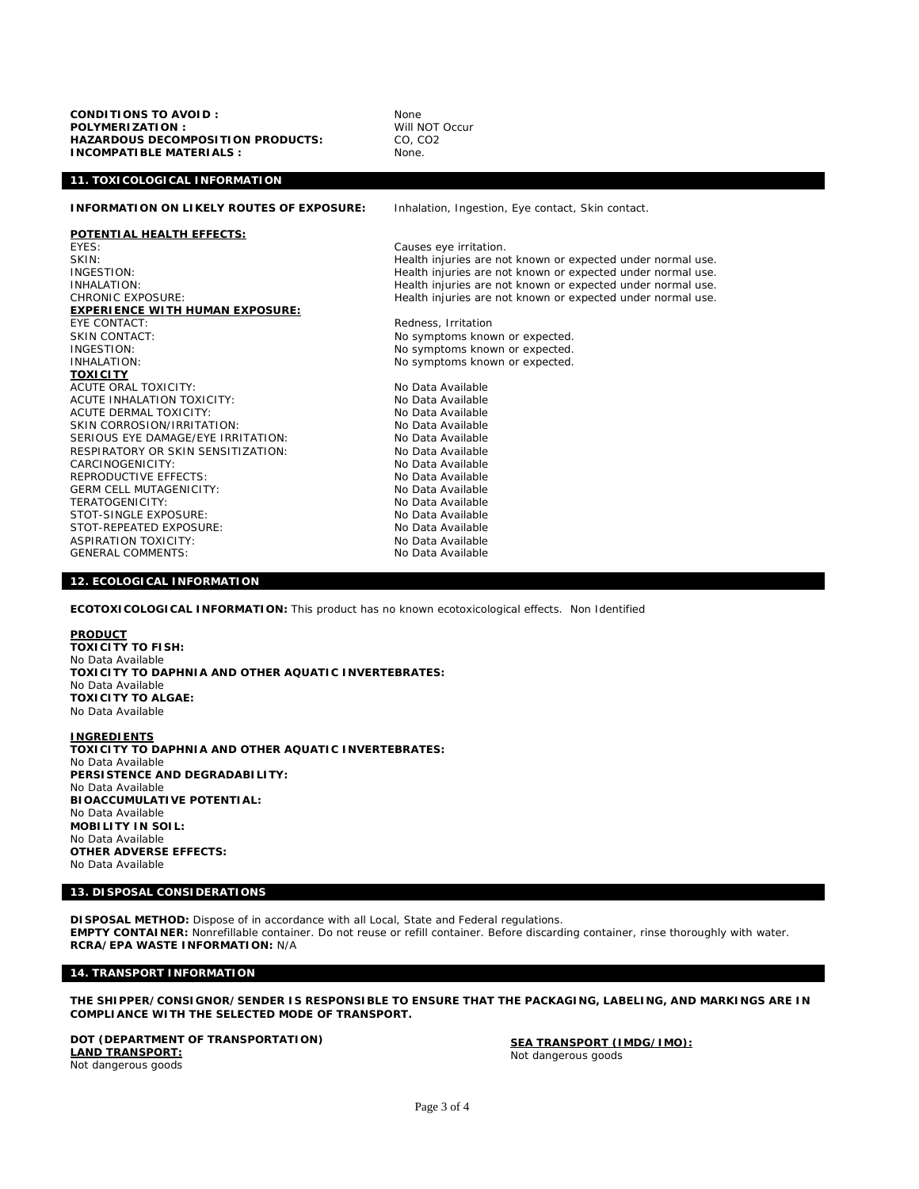**CONDITIONS TO AVOID :** None
**POLYMERIZATION :** Will NOT Occur
**HAZARDOUS DECOMPOSITION PRODUCTS:** CO, $CO_2$
**INCOMPATIBLE MATERIALS :** None.

## 11. TOXICOLOGICAL INFORMATION

**INFORMATION ON LIKELY ROUTES OF EXPOSURE:** Inhalation, Ingestion, Eye contact, Skin contact.

**POTENTIAL HEALTH EFFECTS:**

| | |
|---|---|
| EYES: | Causes eye irritation. |
| SKIN: | Health injuries are not known or expected under normal use. |
| INGESTION: | Health injuries are not known or expected under normal use. |
| INHALATION: | Health injuries are not known or expected under normal use. |
| CHRONIC EXPOSURE: | Health injuries are not known or expected under normal use. |

**EXPERIENCE WITH HUMAN EXPOSURE:**

| | |
|---|---|
| EYE CONTACT: | Redness, Irritation |
| SKIN CONTACT: | No symptoms known or expected. |
| INGESTION: | No symptoms known or expected. |
| INHALATION: | No symptoms known or expected. |

**TOXICITY**

| | |
|---|---|
| ACUTE ORAL TOXICITY: | No Data Available |
| ACUTE INHALATION TOXICITY: | No Data Available |
| ACUTE DERMAL TOXICITY: | No Data Available |
| SKIN CORROSION/IRRITATION: | No Data Available |
| SERIOUS EYE DAMAGE/EYE IRRITATION: | No Data Available |
| RESPIRATORY OR SKIN SENSITIZATION: | No Data Available |
| CARCINOGENICITY: | No Data Available |
| REPRODUCTIVE EFFECTS: | No Data Available |
| GERM CELL MUTAGENICITY: | No Data Available |
| TERATOGENICITY: | No Data Available |
| STOT-SINGLE EXPOSURE: | No Data Available |
| STOT-REPEATED EXPOSURE: | No Data Available |
| ASPIRATION TOXICITY: | No Data Available |
| GENERAL COMMENTS: | No Data Available |

## 12. ECOLOGICAL INFORMATION

**ECOTOXICOLOGICAL INFORMATION:** This product has no known ecotoxicological effects. Non Identified

**PRODUCT**
**TOXICITY TO FISH:**
No Data Available
**TOXICITY TO DAPHNIA AND OTHER AQUATIC INVERTEBRATES:**
No Data Available
**TOXICITY TO ALGAE:**
No Data Available

**INGREDIENTS**
**TOXICITY TO DAPHNIA AND OTHER AQUATIC INVERTEBRATES:**
No Data Available
**PERSISTENCE AND DEGRADABILITY:**
No Data Available
**BIOACCUMULATIVE POTENTIAL:**
No Data Available
**MOBILITY IN SOIL:**
No Data Available
**OTHER ADVERSE EFFECTS:**
No Data Available

## 13. DISPOSAL CONSIDERATIONS

**DISPOSAL METHOD:** Dispose of in accordance with all Local, State and Federal regulations.
**EMPTY CONTAINER:** Nonrefillable container. Do not reuse or refill container. Before discarding container, rinse thoroughly with water.
**RCRA/EPA WASTE INFORMATION:** N/A

## 14. TRANSPORT INFORMATION

**THE SHIPPER/CONSIGNOR/SENDER IS RESPONSIBLE TO ENSURE THAT THE PACKAGING, LABELING, AND MARKINGS ARE IN COMPLIANCE WITH THE SELECTED MODE OF TRANSPORT.**

**DOT (DEPARTMENT OF TRANSPORTATION)**
**LAND TRANSPORT:**
Not dangerous goods

**SEA TRANSPORT (IMDG/IMO):**
Not dangerous goods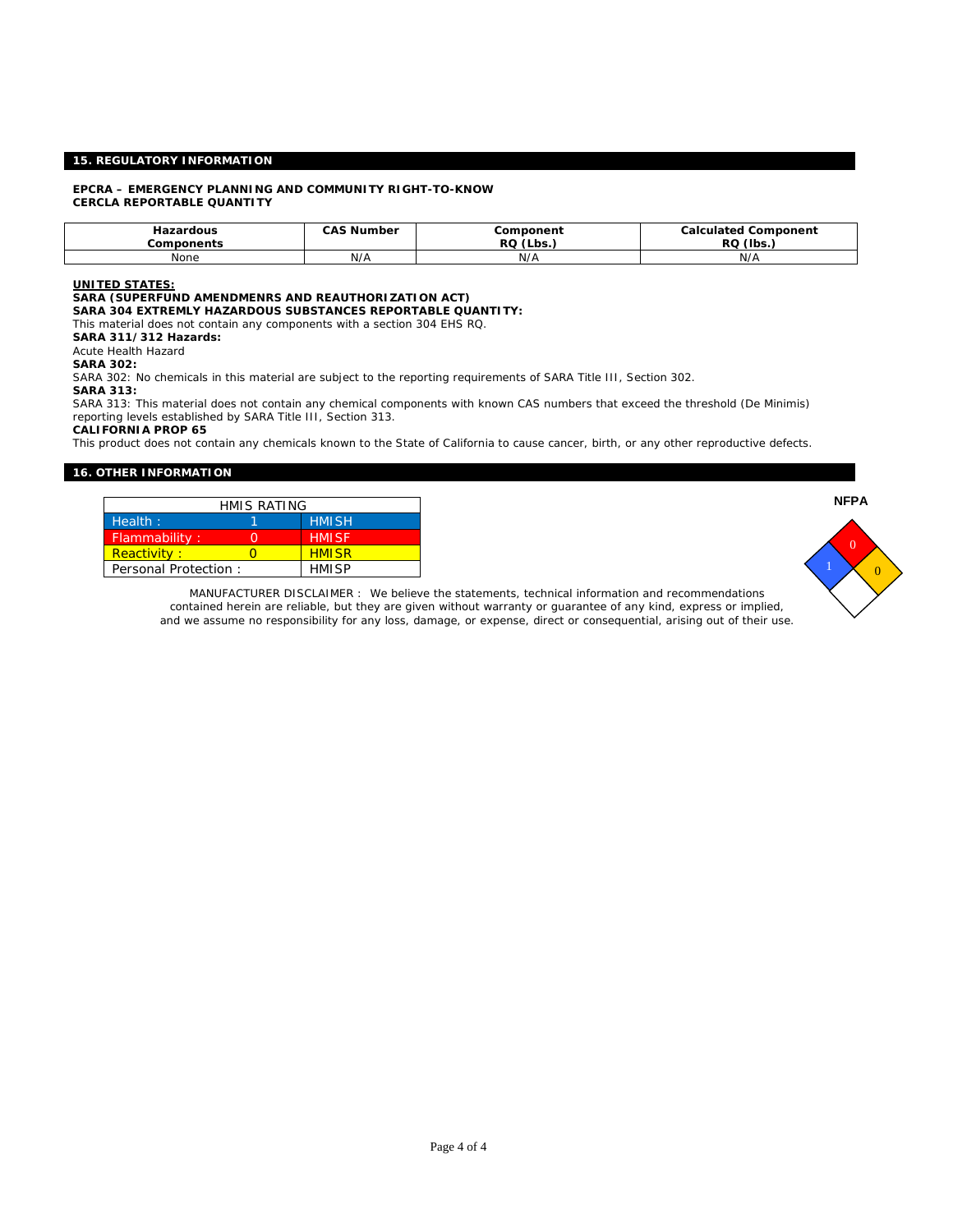## 15. REGULATORY INFORMATION

**EPCRA – EMERGENCY PLANNING AND COMMUNITY RIGHT-TO-KNOW**
**CERCLA REPORTABLE QUANTITY**

| Hazardous Components | CAS Number | Component RQ (Lbs.) | Calculated Component RQ (lbs.) |
|---|---|---|---|
| None | N/A | N/A | N/A |

**UNITED STATES:**
**SARA (SUPERFUND AMENDMENRS AND REAUTHORIZATION ACT)**
**SARA 304 EXTREMLY HAZARDOUS SUBSTANCES REPORTABLE QUANTITY:**
This material does not contain any components with a section 304 EHS RQ.
**SARA 311/312 Hazards:**
Acute Health Hazard
**SARA 302:**
SARA 302: No chemicals in this material are subject to the reporting requirements of SARA Title III, Section 302.
**SARA 313:**
SARA 313: This material does not contain any chemical components with known CAS numbers that exceed the threshold (De Minimis) reporting levels established by SARA Title III, Section 313.
**CALIFORNIA PROP 65**
This product does not contain any chemicals known to the State of California to cause cancer, birth, or any other reproductive defects.

## 16. OTHER INFORMATION

| HMIS RATING | | |
|---|---|---|
| Health : | 1 | HMISH |
| Flammability : | 0 | HMISF |
| Reactivity : | 0 | HMISR |
| Personal Protection : | | HMISP |

NFPA

0

1

0

MANUFACTURER DISCLAIMER : We believe the statements, technical information and recommendations contained herein are reliable, but they are given without warranty or guarantee of any kind, express or implied, and we assume no responsibility for any loss, damage, or expense, direct or consequential, arising out of their use.